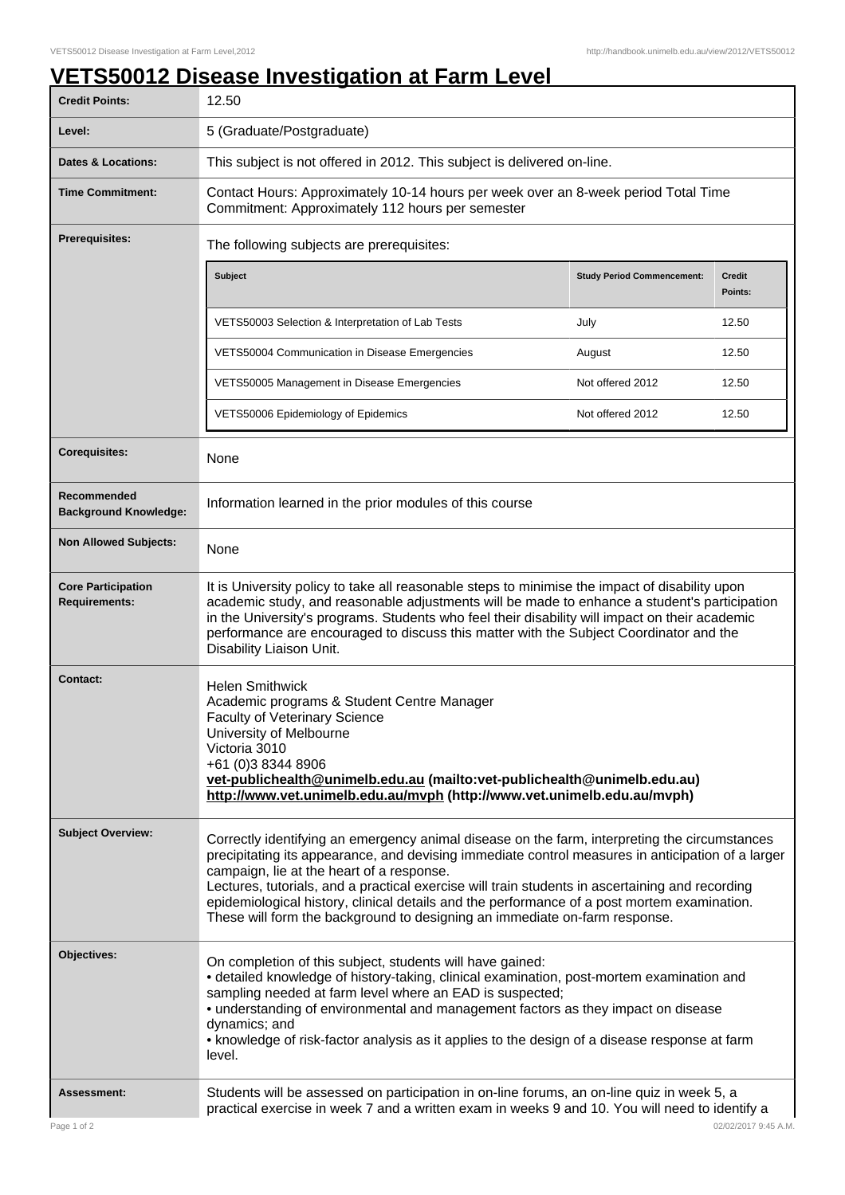# VETS50012 Disease Investigation at Farm Level

| | |
|---|---|
| **Credit Points:** | 12.50 |
| **Level:** | 5 (Graduate/Postgraduate) |
| **Dates & Locations:** | This subject is not offered in 2012. This subject is delivered on-line. |
| **Time Commitment:** | Contact Hours: Approximately 10-14 hours per week over an 8-week period Total Time Commitment: Approximately 112 hours per semester |
| **Prerequisites:** | The following subjects are prerequisites: |

| Subject | Study Period Commencement: | Credit Points: |
|---|---|---|
| VETS50003 Selection & Interpretation of Lab Tests | July | 12.50 |
| VETS50004 Communication in Disease Emergencies | August | 12.50 |
| VETS50005 Management in Disease Emergencies | Not offered 2012 | 12.50 |
| VETS50006 Epidemiology of Epidemics | Not offered 2012 | 12.50 |

| | |
|---|---|
| **Corequisites:** | None |
| **Recommended Background Knowledge:** | Information learned in the prior modules of this course |
| **Non Allowed Subjects:** | None |
| **Core Participation Requirements:** | It is University policy to take all reasonable steps to minimise the impact of disability upon academic study, and reasonable adjustments will be made to enhance a student's participation in the University's programs. Students who feel their disability will impact on their academic performance are encouraged to discuss this matter with the Subject Coordinator and the Disability Liaison Unit. |
| **Contact:** | Helen Smithwick<br>Academic programs & Student Centre Manager<br>Faculty of Veterinary Science<br>University of Melbourne<br>Victoria 3010<br>+61 (0)3 8344 8906<br>**vet-publichealth@unimelb.edu.au (mailto:vet-publichealth@unimelb.edu.au)**<br>**http://www.vet.unimelb.edu.au/mvph (http://www.vet.unimelb.edu.au/mvph)** |
| **Subject Overview:** | Correctly identifying an emergency animal disease on the farm, interpreting the circumstances precipitating its appearance, and devising immediate control measures in anticipation of a larger campaign, lie at the heart of a response.<br>Lectures, tutorials, and a practical exercise will train students in ascertaining and recording epidemiological history, clinical details and the performance of a post mortem examination. These will form the background to designing an immediate on-farm response. |
| **Objectives:** | On completion of this subject, students will have gained:<br>• detailed knowledge of history-taking, clinical examination, post-mortem examination and sampling needed at farm level where an EAD is suspected;<br>• understanding of environmental and management factors as they impact on disease dynamics; and<br>• knowledge of risk-factor analysis as it applies to the design of a disease response at farm level. |
| **Assessment:** | Students will be assessed on participation in on-line forums, an on-line quiz in week 5, a practical exercise in week 7 and a written exam in weeks 9 and 10. You will need to identify a |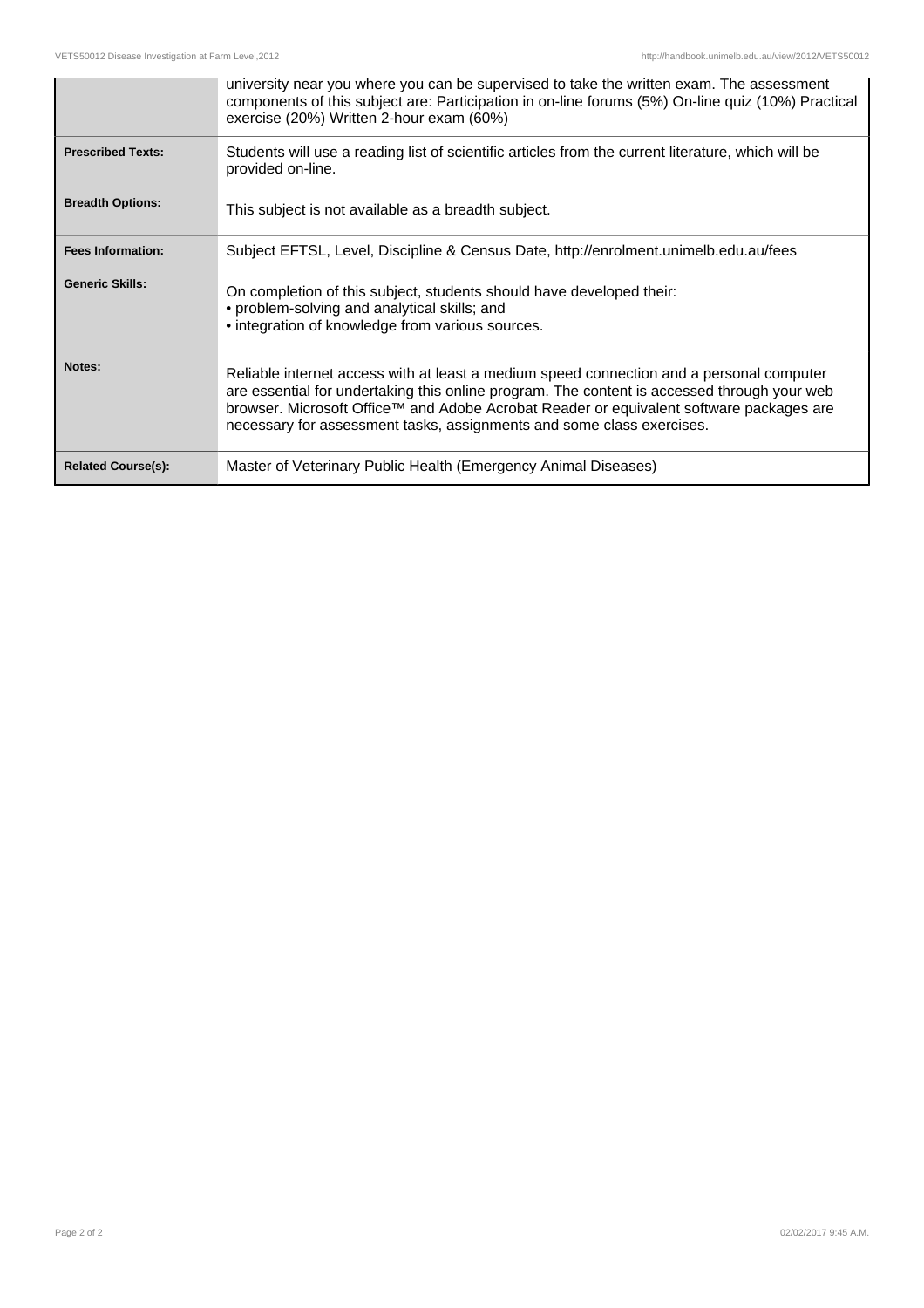| | |
|---|---|
| | university near you where you can be supervised to take the written exam. The assessment components of this subject are: Participation in on-line forums (5%) On-line quiz (10%) Practical exercise (20%) Written 2-hour exam (60%) |
| **Prescribed Texts:** | Students will use a reading list of scientific articles from the current literature, which will be provided on-line. |
| **Breadth Options:** | This subject is not available as a breadth subject. |
| **Fees Information:** | Subject EFTSL, Level, Discipline & Census Date, http://enrolment.unimelb.edu.au/fees |
| **Generic Skills:** | On completion of this subject, students should have developed their:<br>• problem-solving and analytical skills; and<br>• integration of knowledge from various sources. |
| **Notes:** | Reliable internet access with at least a medium speed connection and a personal computer are essential for undertaking this online program. The content is accessed through your web browser. Microsoft Office™ and Adobe Acrobat Reader or equivalent software packages are necessary for assessment tasks, assignments and some class exercises. |
| **Related Course(s):** | Master of Veterinary Public Health (Emergency Animal Diseases) |